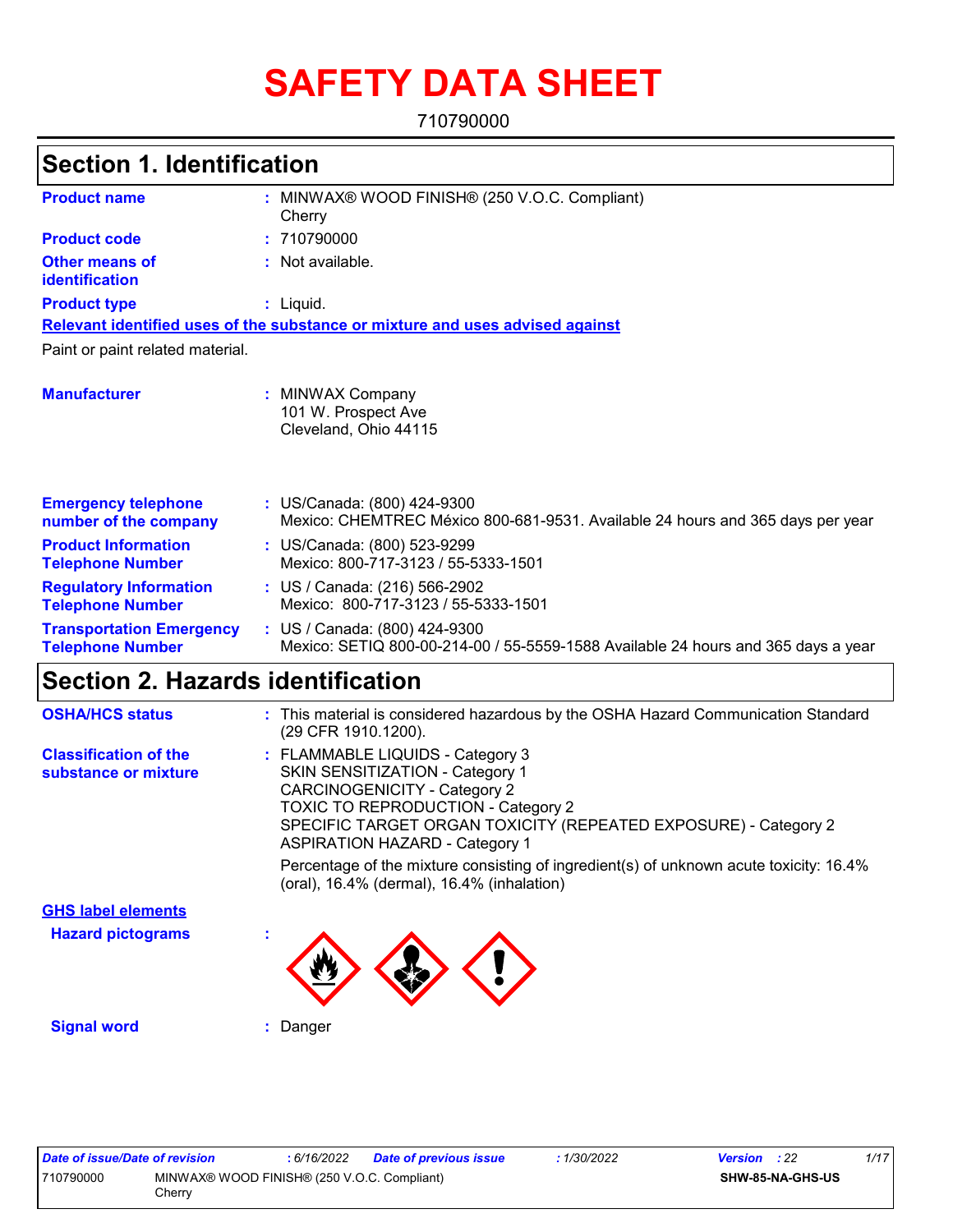# SAFETY DATA SHEET

710790000

## Section 1. Identification

**Product name** : MINWAX® WOOD FINISH® (250 V.O.C. Compliant) Cherry

**Product code** : 710790000

**Other means of identification** : Not available.

**Product type** : Liquid.

**Relevant identified uses of the substance or mixture and uses advised against**

Paint or paint related material.

**Manufacturer** : MINWAX Company
101 W. Prospect Ave
Cleveland, Ohio 44115

**Emergency telephone number of the company** : US/Canada: (800) 424-9300
Mexico: CHEMTREC México 800-681-9531. Available 24 hours and 365 days per year

**Product Information Telephone Number** : US/Canada: (800) 523-9299
Mexico: 800-717-3123 / 55-5333-1501

**Regulatory Information Telephone Number** : US / Canada: (216) 566-2902
Mexico: 800-717-3123 / 55-5333-1501

**Transportation Emergency Telephone Number** : US / Canada: (800) 424-9300
Mexico: SETIQ 800-00-214-00 / 55-5559-1588 Available 24 hours and 365 days a year

## Section 2. Hazards identification

**OSHA/HCS status** : This material is considered hazardous by the OSHA Hazard Communication Standard (29 CFR 1910.1200).

**Classification of the substance or mixture** : FLAMMABLE LIQUIDS - Category 3
SKIN SENSITIZATION - Category 1
CARCINOGENICITY - Category 2
TOXIC TO REPRODUCTION - Category 2
SPECIFIC TARGET ORGAN TOXICITY (REPEATED EXPOSURE) - Category 2
ASPIRATION HAZARD - Category 1

Percentage of the mixture consisting of ingredient(s) of unknown acute toxicity: 16.4% (oral), 16.4% (dermal), 16.4% (inhalation)

**GHS label elements**

**Hazard pictograms** :

**Signal word** : Danger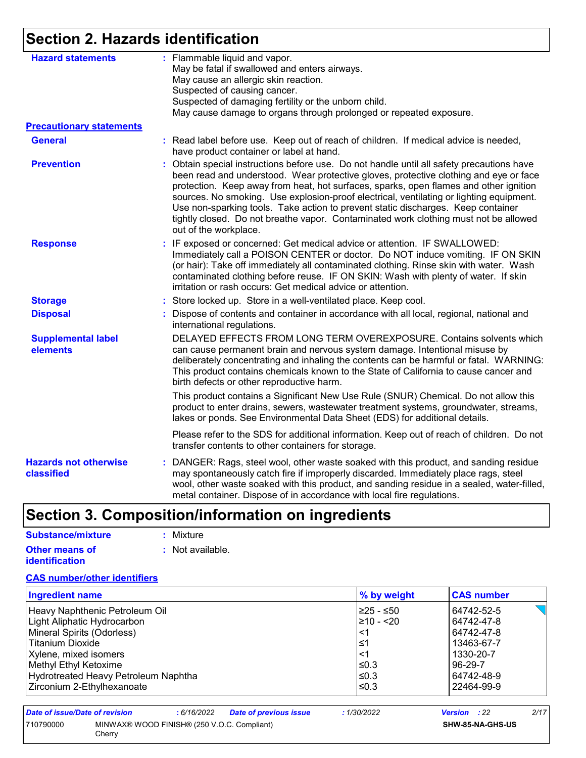## Section 2. Hazards identification

**Hazard statements** : Flammable liquid and vapor.
May be fatal if swallowed and enters airways.
May cause an allergic skin reaction.
Suspected of causing cancer.
Suspected of damaging fertility or the unborn child.
May cause damage to organs through prolonged or repeated exposure.

**Precautionary statements**

**General** : Read label before use. Keep out of reach of children. If medical advice is needed, have product container or label at hand.

**Prevention** : Obtain special instructions before use. Do not handle until all safety precautions have been read and understood. Wear protective gloves, protective clothing and eye or face protection. Keep away from heat, hot surfaces, sparks, open flames and other ignition sources. No smoking. Use explosion-proof electrical, ventilating or lighting equipment. Use non-sparking tools. Take action to prevent static discharges. Keep container tightly closed. Do not breathe vapor. Contaminated work clothing must not be allowed out of the workplace.

**Response** : IF exposed or concerned: Get medical advice or attention. IF SWALLOWED: Immediately call a POISON CENTER or doctor. Do NOT induce vomiting. IF ON SKIN (or hair): Take off immediately all contaminated clothing. Rinse skin with water. Wash contaminated clothing before reuse. IF ON SKIN: Wash with plenty of water. If skin irritation or rash occurs: Get medical advice or attention.

**Storage** : Store locked up. Store in a well-ventilated place. Keep cool.

**Disposal** : Dispose of contents and container in accordance with all local, regional, national and international regulations.

**Supplemental label elements**

DELAYED EFFECTS FROM LONG TERM OVEREXPOSURE. Contains solvents which can cause permanent brain and nervous system damage. Intentional misuse by deliberately concentrating and inhaling the contents can be harmful or fatal. WARNING: This product contains chemicals known to the State of California to cause cancer and birth defects or other reproductive harm.

This product contains a Significant New Use Rule (SNUR) Chemical. Do not allow this product to enter drains, sewers, wastewater treatment systems, groundwater, streams, lakes or ponds. See Environmental Data Sheet (EDS) for additional details.

Please refer to the SDS for additional information. Keep out of reach of children. Do not transfer contents to other containers for storage.

**Hazards not otherwise classified** : DANGER: Rags, steel wool, other waste soaked with this product, and sanding residue may spontaneously catch fire if improperly discarded. Immediately place rags, steel wool, other waste soaked with this product, and sanding residue in a sealed, water-filled, metal container. Dispose of in accordance with local fire regulations.

## Section 3. Composition/information on ingredients

**Substance/mixture** : Mixture

**Other means of identification** : Not available.

**CAS number/other identifiers**

| Ingredient name | % by weight | CAS number |
|---|---|---|
| Heavy Naphthenic Petroleum Oil | ≥25 - ≤50 | 64742-52-5 |
| Light Aliphatic Hydrocarbon | ≥10 - <20 | 64742-47-8 |
| Mineral Spirits (Odorless) | <1 | 64742-47-8 |
| Titanium Dioxide | ≤1 | 13463-67-7 |
| Xylene, mixed isomers | <1 | 1330-20-7 |
| Methyl Ethyl Ketoxime | ≤0.3 | 96-29-7 |
| Hydrotreated Heavy Petroleum Naphtha | ≤0.3 | 64742-48-9 |
| Zirconium 2-Ethylhexanoate | ≤0.3 | 22464-99-9 |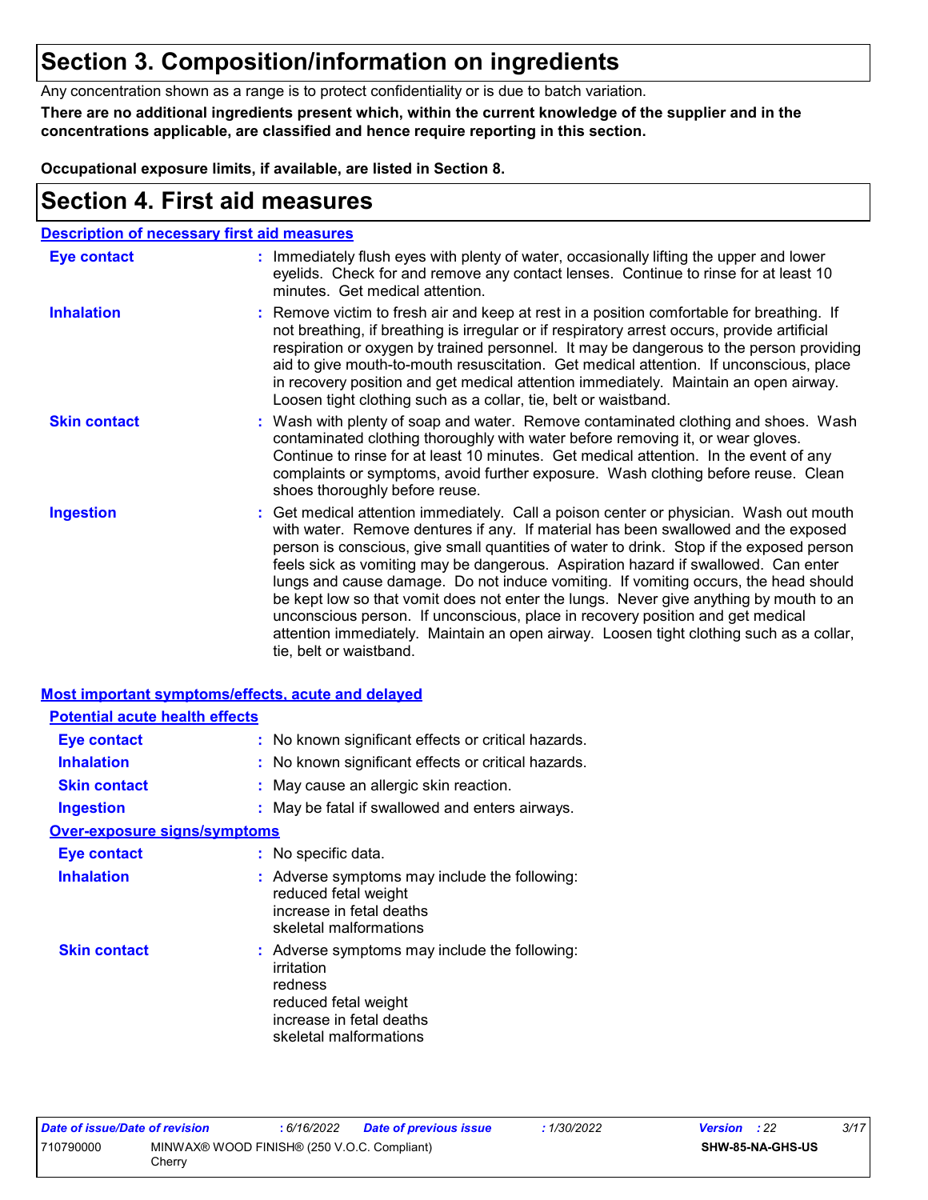# Section 3. Composition/information on ingredients

Any concentration shown as a range is to protect confidentiality or is due to batch variation.

**There are no additional ingredients present which, within the current knowledge of the supplier and in the concentrations applicable, are classified and hence require reporting in this section.**

**Occupational exposure limits, if available, are listed in Section 8.**

# Section 4. First aid measures

## Description of necessary first aid measures

**Eye contact** : Immediately flush eyes with plenty of water, occasionally lifting the upper and lower eyelids. Check for and remove any contact lenses. Continue to rinse for at least 10 minutes. Get medical attention.

**Inhalation** : Remove victim to fresh air and keep at rest in a position comfortable for breathing. If not breathing, if breathing is irregular or if respiratory arrest occurs, provide artificial respiration or oxygen by trained personnel. It may be dangerous to the person providing aid to give mouth-to-mouth resuscitation. Get medical attention. If unconscious, place in recovery position and get medical attention immediately. Maintain an open airway. Loosen tight clothing such as a collar, tie, belt or waistband.

**Skin contact** : Wash with plenty of soap and water. Remove contaminated clothing and shoes. Wash contaminated clothing thoroughly with water before removing it, or wear gloves. Continue to rinse for at least 10 minutes. Get medical attention. In the event of any complaints or symptoms, avoid further exposure. Wash clothing before reuse. Clean shoes thoroughly before reuse.

**Ingestion** : Get medical attention immediately. Call a poison center or physician. Wash out mouth with water. Remove dentures if any. If material has been swallowed and the exposed person is conscious, give small quantities of water to drink. Stop if the exposed person feels sick as vomiting may be dangerous. Aspiration hazard if swallowed. Can enter lungs and cause damage. Do not induce vomiting. If vomiting occurs, the head should be kept low so that vomit does not enter the lungs. Never give anything by mouth to an unconscious person. If unconscious, place in recovery position and get medical attention immediately. Maintain an open airway. Loosen tight clothing such as a collar, tie, belt or waistband.

## Most important symptoms/effects, acute and delayed

### Potential acute health effects

**Eye contact** : No known significant effects or critical hazards.

**Inhalation** : No known significant effects or critical hazards.

**Skin contact** : May cause an allergic skin reaction.

**Ingestion** : May be fatal if swallowed and enters airways.

### Over-exposure signs/symptoms

**Eye contact** : No specific data.

**Inhalation** : Adverse symptoms may include the following:
reduced fetal weight
increase in fetal deaths
skeletal malformations

**Skin contact** : Adverse symptoms may include the following:
irritation
redness
reduced fetal weight
increase in fetal deaths
skeletal malformations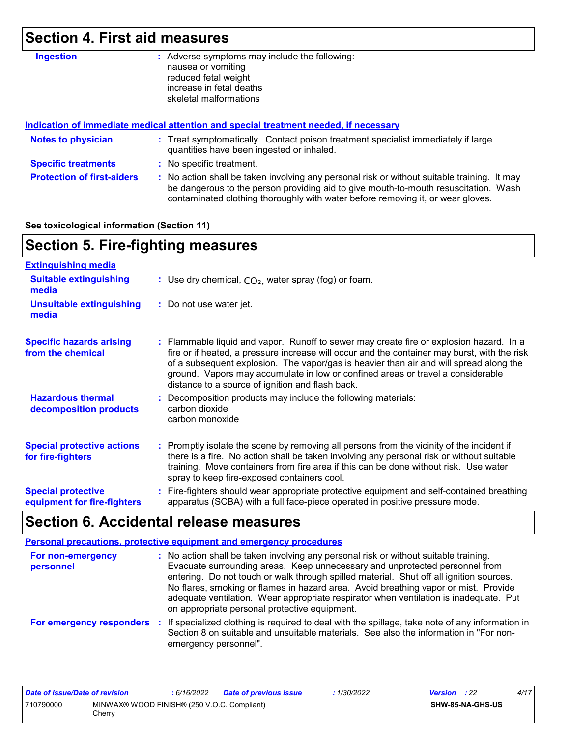## Section 4. First aid measures

**Ingestion** : Adverse symptoms may include the following:
nausea or vomiting
reduced fetal weight
increase in fetal deaths
skeletal malformations

### Indication of immediate medical attention and special treatment needed, if necessary

**Notes to physician** : Treat symptomatically. Contact poison treatment specialist immediately if large quantities have been ingested or inhaled.

**Specific treatments** : No specific treatment.

**Protection of first-aiders** : No action shall be taken involving any personal risk or without suitable training. It may be dangerous to the person providing aid to give mouth-to-mouth resuscitation. Wash contaminated clothing thoroughly with water before removing it, or wear gloves.

**See toxicological information (Section 11)**

## Section 5. Fire-fighting measures

### Extinguishing media

**Suitable extinguishing media** : Use dry chemical, $CO_2$, water spray (fog) or foam.

**Unsuitable extinguishing media** : Do not use water jet.

**Specific hazards arising from the chemical** : Flammable liquid and vapor. Runoff to sewer may create fire or explosion hazard. In a fire or if heated, a pressure increase will occur and the container may burst, with the risk of a subsequent explosion. The vapor/gas is heavier than air and will spread along the ground. Vapors may accumulate in low or confined areas or travel a considerable distance to a source of ignition and flash back.

**Hazardous thermal decomposition products** : Decomposition products may include the following materials:
carbon dioxide
carbon monoxide

**Special protective actions for fire-fighters** : Promptly isolate the scene by removing all persons from the vicinity of the incident if there is a fire. No action shall be taken involving any personal risk or without suitable training. Move containers from fire area if this can be done without risk. Use water spray to keep fire-exposed containers cool.

**Special protective equipment for fire-fighters** : Fire-fighters should wear appropriate protective equipment and self-contained breathing apparatus (SCBA) with a full face-piece operated in positive pressure mode.

## Section 6. Accidental release measures

### Personal precautions, protective equipment and emergency procedures

**For non-emergency personnel** : No action shall be taken involving any personal risk or without suitable training. Evacuate surrounding areas. Keep unnecessary and unprotected personnel from entering. Do not touch or walk through spilled material. Shut off all ignition sources. No flares, smoking or flames in hazard area. Avoid breathing vapor or mist. Provide adequate ventilation. Wear appropriate respirator when ventilation is inadequate. Put on appropriate personal protective equipment.

**For emergency responders** : If specialized clothing is required to deal with the spillage, take note of any information in Section 8 on suitable and unsuitable materials. See also the information in "For non-emergency personnel".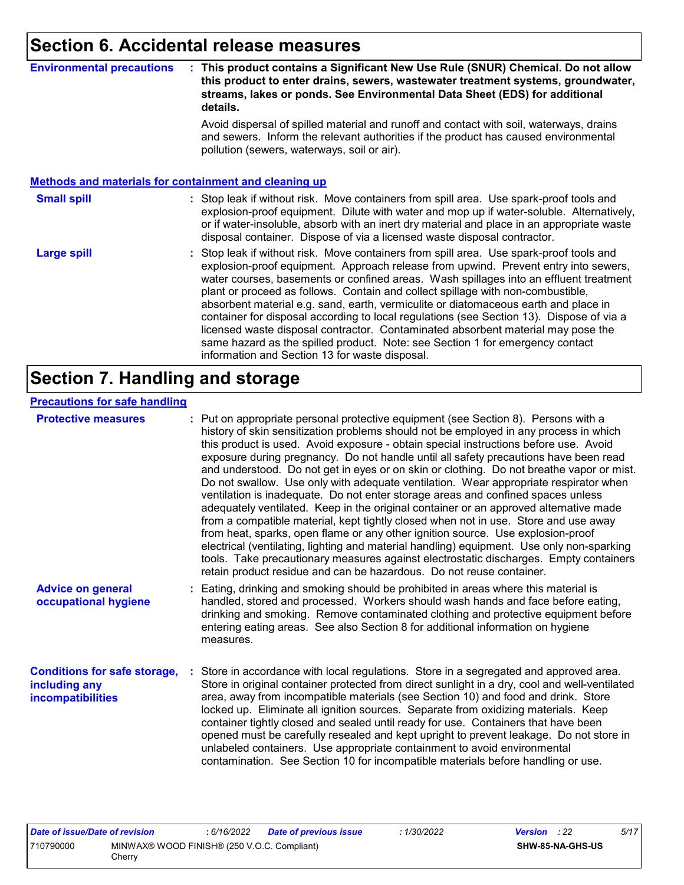## Section 6. Accidental release measures

**Environmental precautions** : **This product contains a Significant New Use Rule (SNUR) Chemical. Do not allow this product to enter drains, sewers, wastewater treatment systems, groundwater, streams, lakes or ponds. See Environmental Data Sheet (EDS) for additional details.**

Avoid dispersal of spilled material and runoff and contact with soil, waterways, drains and sewers. Inform the relevant authorities if the product has caused environmental pollution (sewers, waterways, soil or air).

### Methods and materials for containment and cleaning up

**Small spill** : Stop leak if without risk. Move containers from spill area. Use spark-proof tools and explosion-proof equipment. Dilute with water and mop up if water-soluble. Alternatively, or if water-insoluble, absorb with an inert dry material and place in an appropriate waste disposal container. Dispose of via a licensed waste disposal contractor.

**Large spill** : Stop leak if without risk. Move containers from spill area. Use spark-proof tools and explosion-proof equipment. Approach release from upwind. Prevent entry into sewers, water courses, basements or confined areas. Wash spillages into an effluent treatment plant or proceed as follows. Contain and collect spillage with non-combustible, absorbent material e.g. sand, earth, vermiculite or diatomaceous earth and place in container for disposal according to local regulations (see Section 13). Dispose of via a licensed waste disposal contractor. Contaminated absorbent material may pose the same hazard as the spilled product. Note: see Section 1 for emergency contact information and Section 13 for waste disposal.

## Section 7. Handling and storage

### Precautions for safe handling

**Protective measures** : Put on appropriate personal protective equipment (see Section 8). Persons with a history of skin sensitization problems should not be employed in any process in which this product is used. Avoid exposure - obtain special instructions before use. Avoid exposure during pregnancy. Do not handle until all safety precautions have been read and understood. Do not get in eyes or on skin or clothing. Do not breathe vapor or mist. Do not swallow. Use only with adequate ventilation. Wear appropriate respirator when ventilation is inadequate. Do not enter storage areas and confined spaces unless adequately ventilated. Keep in the original container or an approved alternative made from a compatible material, kept tightly closed when not in use. Store and use away from heat, sparks, open flame or any other ignition source. Use explosion-proof electrical (ventilating, lighting and material handling) equipment. Use only non-sparking tools. Take precautionary measures against electrostatic discharges. Empty containers retain product residue and can be hazardous. Do not reuse container.

**Advice on general occupational hygiene** : Eating, drinking and smoking should be prohibited in areas where this material is handled, stored and processed. Workers should wash hands and face before eating, drinking and smoking. Remove contaminated clothing and protective equipment before entering eating areas. See also Section 8 for additional information on hygiene measures.

**Conditions for safe storage, including any incompatibilities** : Store in accordance with local regulations. Store in a segregated and approved area. Store in original container protected from direct sunlight in a dry, cool and well-ventilated area, away from incompatible materials (see Section 10) and food and drink. Store locked up. Eliminate all ignition sources. Separate from oxidizing materials. Keep container tightly closed and sealed until ready for use. Containers that have been opened must be carefully resealed and kept upright to prevent leakage. Do not store in unlabeled containers. Use appropriate containment to avoid environmental contamination. See Section 10 for incompatible materials before handling or use.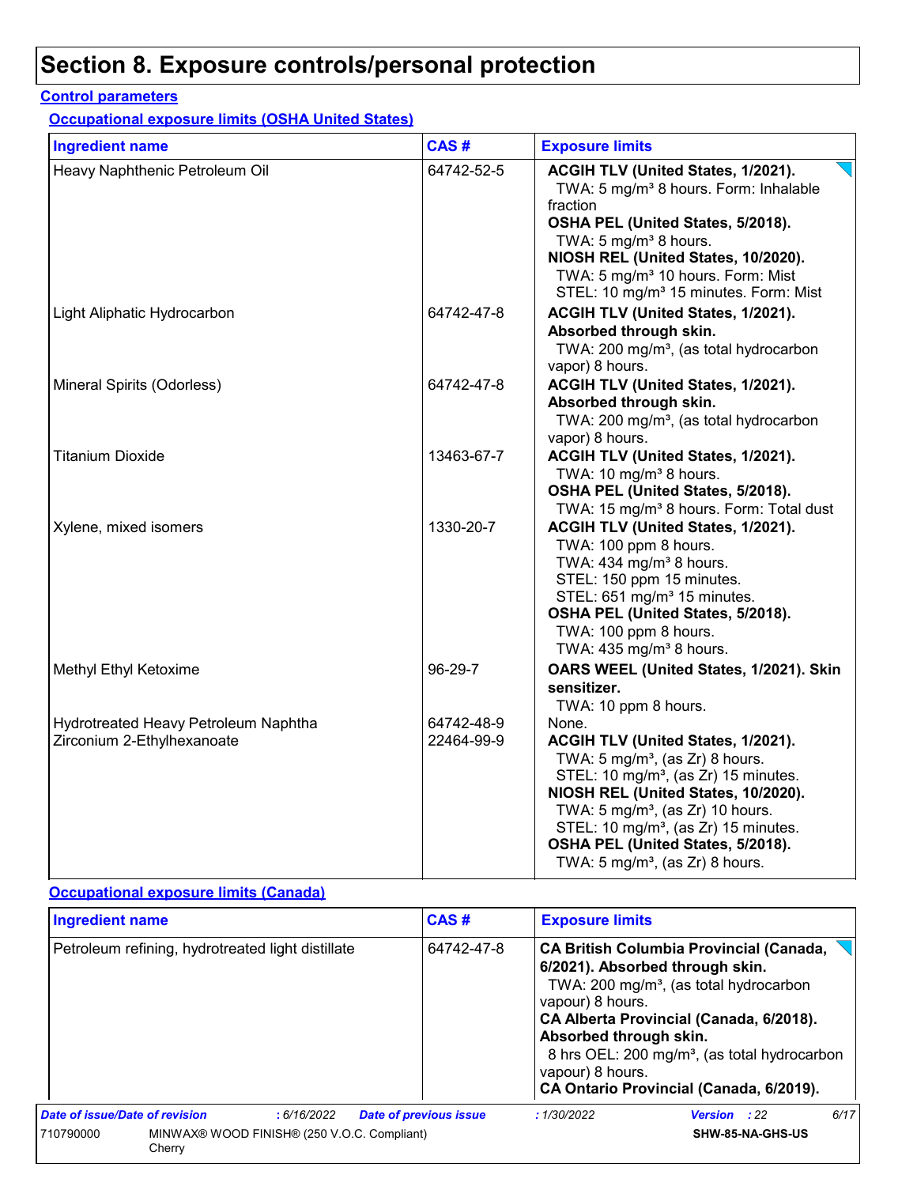# Section 8. Exposure controls/personal protection

## Control parameters

### Occupational exposure limits (OSHA United States)

| Ingredient name | CAS # | Exposure limits |
| --- | --- | --- |
| Heavy Naphthenic Petroleum Oil | 64742-52-5 | **ACGIH TLV (United States, 1/2021).**<br>TWA: 5 mg/m³ 8 hours. Form: Inhalable fraction<br>**OSHA PEL (United States, 5/2018).**<br>TWA: 5 mg/m³ 8 hours.<br>**NIOSH REL (United States, 10/2020).**<br>TWA: 5 mg/m³ 10 hours. Form: Mist<br>STEL: 10 mg/m³ 15 minutes. Form: Mist |
| Light Aliphatic Hydrocarbon | 64742-47-8 | **ACGIH TLV (United States, 1/2021). Absorbed through skin.**<br>TWA: 200 mg/m³, (as total hydrocarbon vapor) 8 hours. |
| Mineral Spirits (Odorless) | 64742-47-8 | **ACGIH TLV (United States, 1/2021). Absorbed through skin.**<br>TWA: 200 mg/m³, (as total hydrocarbon vapor) 8 hours. |
| Titanium Dioxide | 13463-67-7 | **ACGIH TLV (United States, 1/2021).**<br>TWA: 10 mg/m³ 8 hours.<br>**OSHA PEL (United States, 5/2018).**<br>TWA: 15 mg/m³ 8 hours. Form: Total dust |
| Xylene, mixed isomers | 1330-20-7 | **ACGIH TLV (United States, 1/2021).**<br>TWA: 100 ppm 8 hours.<br>TWA: 434 mg/m³ 8 hours.<br>STEL: 150 ppm 15 minutes.<br>STEL: 651 mg/m³ 15 minutes.<br>**OSHA PEL (United States, 5/2018).**<br>TWA: 100 ppm 8 hours.<br>TWA: 435 mg/m³ 8 hours. |
| Methyl Ethyl Ketoxime | 96-29-7 | **OARS WEEL (United States, 1/2021). Skin sensitizer.**<br>TWA: 10 ppm 8 hours. |
| Hydrotreated Heavy Petroleum Naphtha | 64742-48-9 | None. |
| Zirconium 2-Ethylhexanoate | 22464-99-9 | **ACGIH TLV (United States, 1/2021).**<br>TWA: 5 mg/m³, (as Zr) 8 hours.<br>STEL: 10 mg/m³, (as Zr) 15 minutes.<br>**NIOSH REL (United States, 10/2020).**<br>TWA: 5 mg/m³, (as Zr) 10 hours.<br>STEL: 10 mg/m³, (as Zr) 15 minutes.<br>**OSHA PEL (United States, 5/2018).**<br>TWA: 5 mg/m³, (as Zr) 8 hours. |

### Occupational exposure limits (Canada)

| Ingredient name | CAS # | Exposure limits |
| --- | --- | --- |
| Petroleum refining, hydrotreated light distillate | 64742-47-8 | **CA British Columbia Provincial (Canada, 6/2021). Absorbed through skin.**<br>TWA: 200 mg/m³, (as total hydrocarbon vapour) 8 hours.<br>**CA Alberta Provincial (Canada, 6/2018). Absorbed through skin.**<br>8 hrs OEL: 200 mg/m³, (as total hydrocarbon vapour) 8 hours.<br>**CA Ontario Provincial (Canada, 6/2019).** |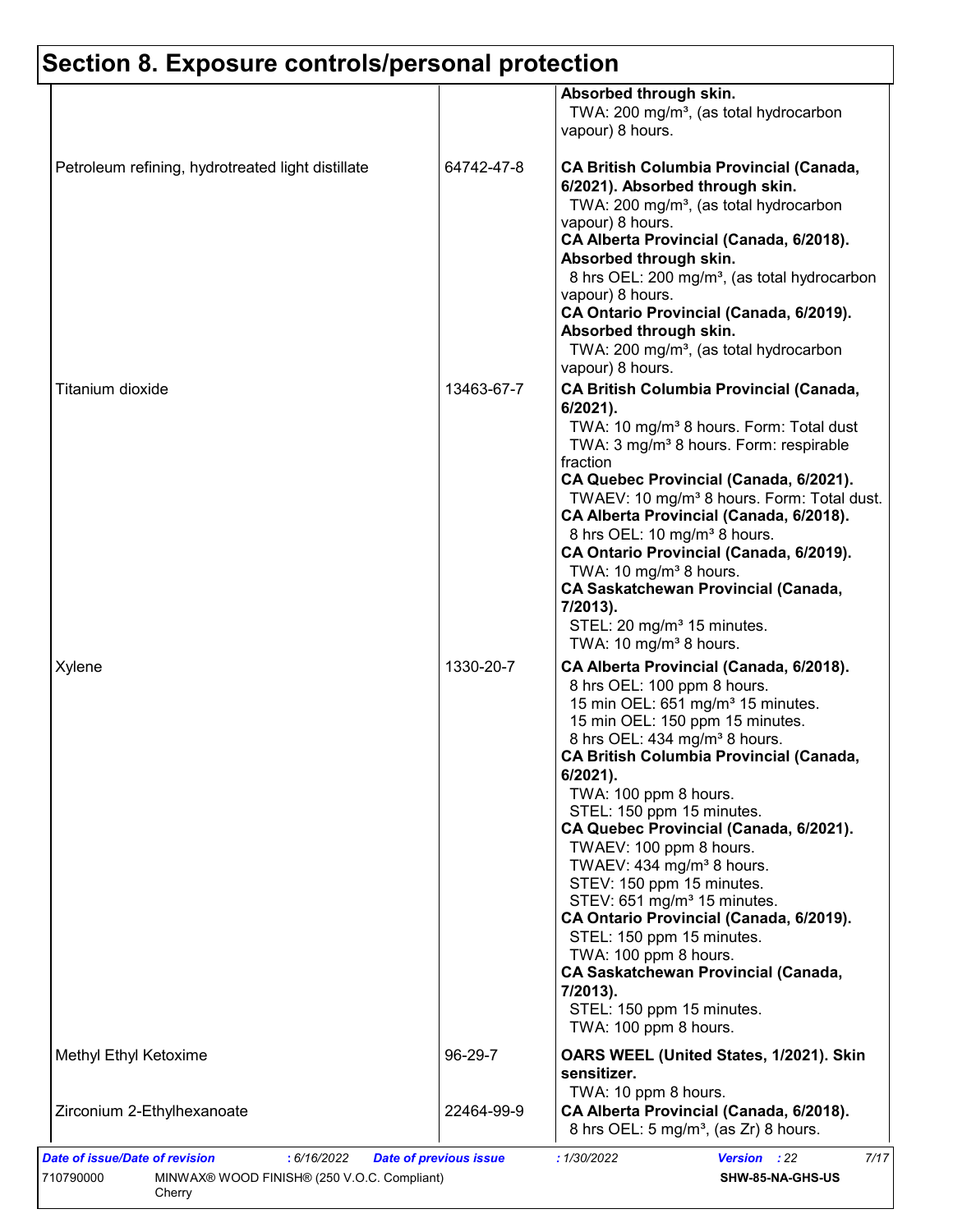# Section 8. Exposure controls/personal protection

| | | |
|---|---|---|
| | | **Absorbed through skin.**<br>TWA: 200 mg/m³, (as total hydrocarbon vapour) 8 hours. |
| Petroleum refining, hydrotreated light distillate | 64742-47-8 | **CA British Columbia Provincial (Canada, 6/2021). Absorbed through skin.**<br>TWA: 200 mg/m³, (as total hydrocarbon vapour) 8 hours.<br>**CA Alberta Provincial (Canada, 6/2018). Absorbed through skin.**<br>8 hrs OEL: 200 mg/m³, (as total hydrocarbon vapour) 8 hours.<br>**CA Ontario Provincial (Canada, 6/2019). Absorbed through skin.**<br>TWA: 200 mg/m³, (as total hydrocarbon vapour) 8 hours. |
| Titanium dioxide | 13463-67-7 | **CA British Columbia Provincial (Canada, 6/2021).**<br>TWA: 10 mg/m³ 8 hours. Form: Total dust<br>TWA: 3 mg/m³ 8 hours. Form: respirable fraction<br>**CA Quebec Provincial (Canada, 6/2021).**<br>TWAEV: 10 mg/m³ 8 hours. Form: Total dust.<br>**CA Alberta Provincial (Canada, 6/2018).**<br>8 hrs OEL: 10 mg/m³ 8 hours.<br>**CA Ontario Provincial (Canada, 6/2019).**<br>TWA: 10 mg/m³ 8 hours.<br>**CA Saskatchewan Provincial (Canada, 7/2013).**<br>STEL: 20 mg/m³ 15 minutes.<br>TWA: 10 mg/m³ 8 hours. |
| Xylene | 1330-20-7 | **CA Alberta Provincial (Canada, 6/2018).**<br>8 hrs OEL: 100 ppm 8 hours.<br>15 min OEL: 651 mg/m³ 15 minutes.<br>15 min OEL: 150 ppm 15 minutes.<br>8 hrs OEL: 434 mg/m³ 8 hours.<br>**CA British Columbia Provincial (Canada, 6/2021).**<br>TWA: 100 ppm 8 hours.<br>STEL: 150 ppm 15 minutes.<br>**CA Quebec Provincial (Canada, 6/2021).**<br>TWAEV: 100 ppm 8 hours.<br>TWAEV: 434 mg/m³ 8 hours.<br>STEV: 150 ppm 15 minutes.<br>STEV: 651 mg/m³ 15 minutes.<br>**CA Ontario Provincial (Canada, 6/2019).**<br>STEL: 150 ppm 15 minutes.<br>TWA: 100 ppm 8 hours.<br>**CA Saskatchewan Provincial (Canada, 7/2013).**<br>STEL: 150 ppm 15 minutes.<br>TWA: 100 ppm 8 hours. |
| Methyl Ethyl Ketoxime | 96-29-7 | **OARS WEEL (United States, 1/2021). Skin sensitizer.**<br>TWA: 10 ppm 8 hours. |
| Zirconium 2-Ethylhexanoate | 22464-99-9 | **CA Alberta Provincial (Canada, 6/2018).**<br>8 hrs OEL: 5 mg/m³, (as Zr) 8 hours. |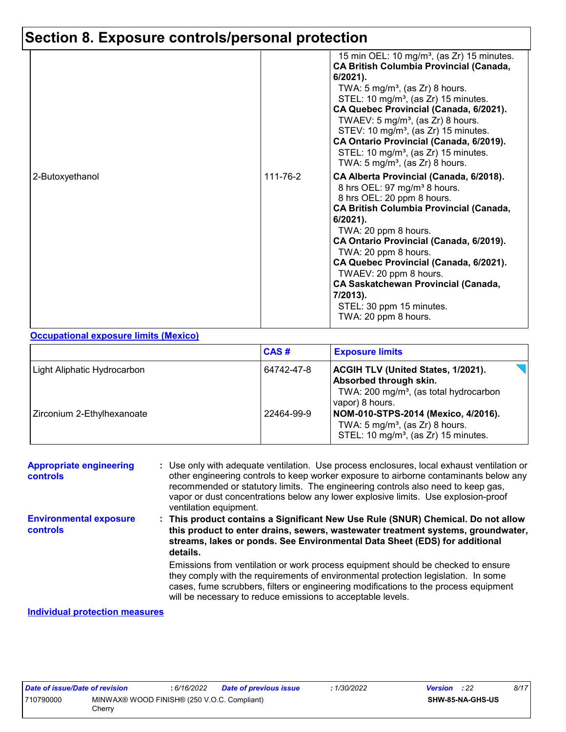# Section 8. Exposure controls/personal protection

| | | |
|---|---|---|
| | | 15 min OEL: 10 mg/m³, (as Zr) 15 minutes.<br>**CA British Columbia Provincial (Canada, 6/2021).**<br>TWA: 5 mg/m³, (as Zr) 8 hours.<br>STEL: 10 mg/m³, (as Zr) 15 minutes.<br>**CA Quebec Provincial (Canada, 6/2021).**<br>TWAEV: 5 mg/m³, (as Zr) 8 hours.<br>STEV: 10 mg/m³, (as Zr) 15 minutes.<br>**CA Ontario Provincial (Canada, 6/2019).**<br>STEL: 10 mg/m³, (as Zr) 15 minutes.<br>TWA: 5 mg/m³, (as Zr) 8 hours. |
| 2-Butoxyethanol | 111-76-2 | **CA Alberta Provincial (Canada, 6/2018).**<br>8 hrs OEL: 97 mg/m³ 8 hours.<br>8 hrs OEL: 20 ppm 8 hours.<br>**CA British Columbia Provincial (Canada, 6/2021).**<br>TWA: 20 ppm 8 hours.<br>**CA Ontario Provincial (Canada, 6/2019).**<br>TWA: 20 ppm 8 hours.<br>**CA Quebec Provincial (Canada, 6/2021).**<br>TWAEV: 20 ppm 8 hours.<br>**CA Saskatchewan Provincial (Canada, 7/2013).**<br>STEL: 30 ppm 15 minutes.<br>TWA: 20 ppm 8 hours. |

**Occupational exposure limits (Mexico)**

| | CAS # | Exposure limits |
|---|---|---|
| Light Aliphatic Hydrocarbon | 64742-47-8 | **ACGIH TLV (United States, 1/2021). Absorbed through skin.**<br>TWA: 200 mg/m³, (as total hydrocarbon vapor) 8 hours. |
| Zirconium 2-Ethylhexanoate | 22464-99-9 | **NOM-010-STPS-2014 (Mexico, 4/2016).**<br>TWA: 5 mg/m³, (as Zr) 8 hours.<br>STEL: 10 mg/m³, (as Zr) 15 minutes. |

**Appropriate engineering controls** : Use only with adequate ventilation. Use process enclosures, local exhaust ventilation or other engineering controls to keep worker exposure to airborne contaminants below any recommended or statutory limits. The engineering controls also need to keep gas, vapor or dust concentrations below any lower explosive limits. Use explosion-proof ventilation equipment.

**Environmental exposure controls** : **This product contains a Significant New Use Rule (SNUR) Chemical. Do not allow this product to enter drains, sewers, wastewater treatment systems, groundwater, streams, lakes or ponds. See Environmental Data Sheet (EDS) for additional details.**

Emissions from ventilation or work process equipment should be checked to ensure they comply with the requirements of environmental protection legislation. In some cases, fume scrubbers, filters or engineering modifications to the process equipment will be necessary to reduce emissions to acceptable levels.

**Individual protection measures**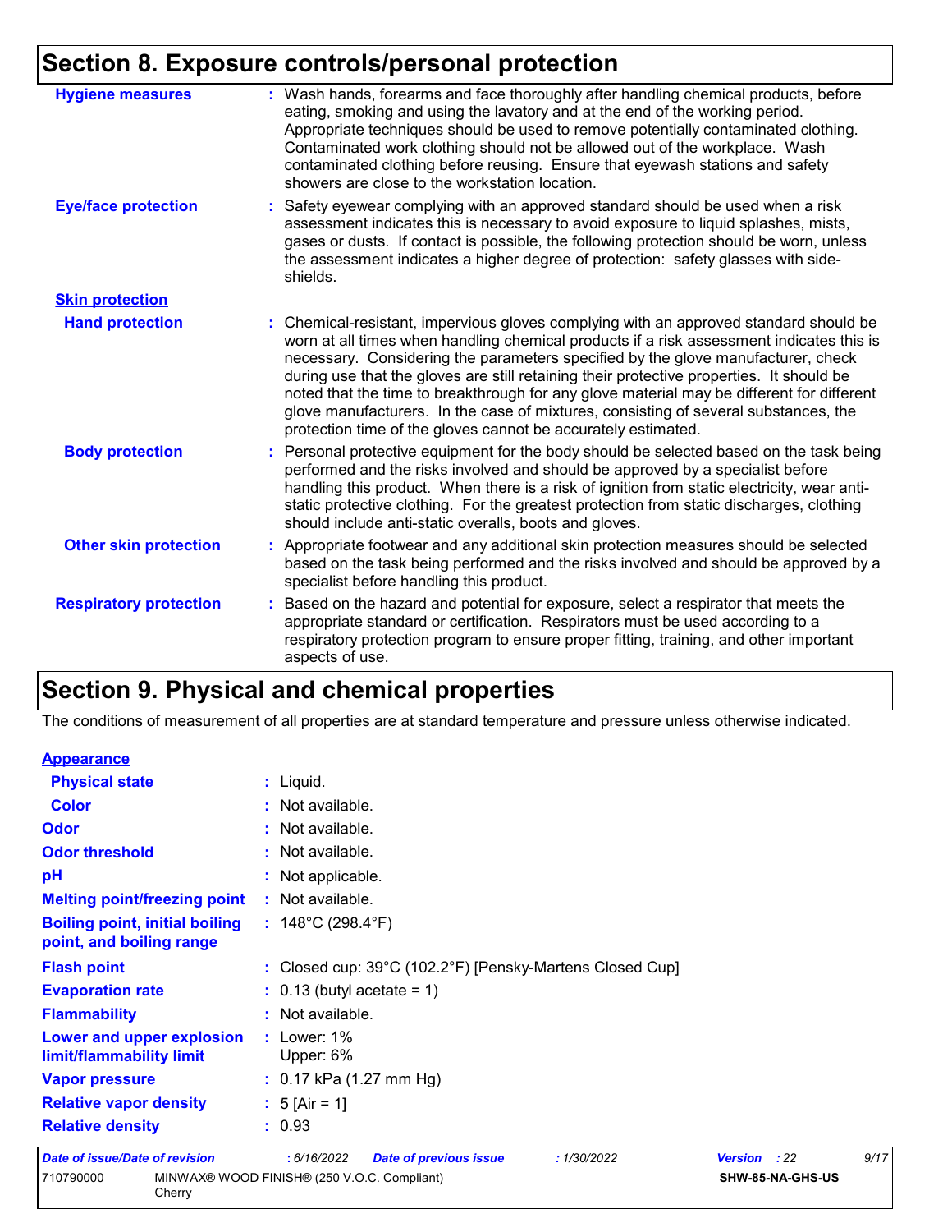## Section 8. Exposure controls/personal protection

**Hygiene measures** : Wash hands, forearms and face thoroughly after handling chemical products, before eating, smoking and using the lavatory and at the end of the working period. Appropriate techniques should be used to remove potentially contaminated clothing. Contaminated work clothing should not be allowed out of the workplace. Wash contaminated clothing before reusing. Ensure that eyewash stations and safety showers are close to the workstation location.

**Eye/face protection** : Safety eyewear complying with an approved standard should be used when a risk assessment indicates this is necessary to avoid exposure to liquid splashes, mists, gases or dusts. If contact is possible, the following protection should be worn, unless the assessment indicates a higher degree of protection: safety glasses with side-shields.

**Skin protection**

**Hand protection** : Chemical-resistant, impervious gloves complying with an approved standard should be worn at all times when handling chemical products if a risk assessment indicates this is necessary. Considering the parameters specified by the glove manufacturer, check during use that the gloves are still retaining their protective properties. It should be noted that the time to breakthrough for any glove material may be different for different glove manufacturers. In the case of mixtures, consisting of several substances, the protection time of the gloves cannot be accurately estimated.

**Body protection** : Personal protective equipment for the body should be selected based on the task being performed and the risks involved and should be approved by a specialist before handling this product. When there is a risk of ignition from static electricity, wear anti-static protective clothing. For the greatest protection from static discharges, clothing should include anti-static overalls, boots and gloves.

**Other skin protection** : Appropriate footwear and any additional skin protection measures should be selected based on the task being performed and the risks involved and should be approved by a specialist before handling this product.

**Respiratory protection** : Based on the hazard and potential for exposure, select a respirator that meets the appropriate standard or certification. Respirators must be used according to a respiratory protection program to ensure proper fitting, training, and other important aspects of use.

## Section 9. Physical and chemical properties

The conditions of measurement of all properties are at standard temperature and pressure unless otherwise indicated.

**Appearance**

**Physical state** : Liquid.

**Color** : Not available.

**Odor** : Not available.

**Odor threshold** : Not available.

**pH** : Not applicable.

**Melting point/freezing point** : Not available.

**Boiling point, initial boiling point, and boiling range** : 148°C (298.4°F)

**Flash point** : Closed cup: 39°C (102.2°F) [Pensky-Martens Closed Cup]

**Evaporation rate** : 0.13 (butyl acetate = 1)

**Flammability** : Not available.

**Lower and upper explosion limit/flammability limit** : Lower: 1%
Upper: 6%

**Vapor pressure** : 0.17 kPa (1.27 mm Hg)

**Relative vapor density** : 5 [Air = 1]

**Relative density** : 0.93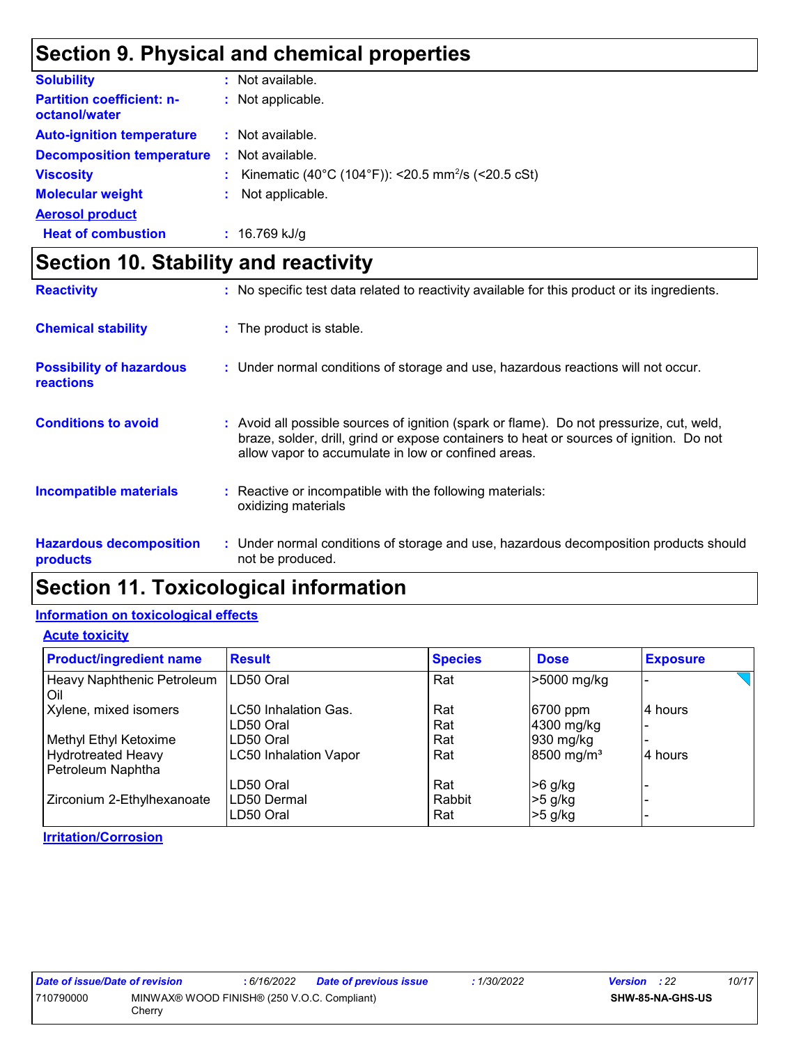# Section 9. Physical and chemical properties

**Solubility** : Not available.

**Partition coefficient: n-octanol/water** : Not applicable.

**Auto-ignition temperature** : Not available.

**Decomposition temperature** : Not available.

**Viscosity** : Kinematic (40°C (104°F)): <20.5 $mm^2/s$ (<20.5 cSt)

**Molecular weight** : Not applicable.

**Aerosol product**

**Heat of combustion** : 16.769 kJ/g

# Section 10. Stability and reactivity

**Reactivity** : No specific test data related to reactivity available for this product or its ingredients.

**Chemical stability** : The product is stable.

**Possibility of hazardous reactions** : Under normal conditions of storage and use, hazardous reactions will not occur.

**Conditions to avoid** : Avoid all possible sources of ignition (spark or flame). Do not pressurize, cut, weld, braze, solder, drill, grind or expose containers to heat or sources of ignition. Do not allow vapor to accumulate in low or confined areas.

**Incompatible materials** : Reactive or incompatible with the following materials:
oxidizing materials

**Hazardous decomposition products** : Under normal conditions of storage and use, hazardous decomposition products should not be produced.

# Section 11. Toxicological information

## Information on toxicological effects

### Acute toxicity

| Product/ingredient name | Result | Species | Dose | Exposure |
|---|---|---|---|---|
| Heavy Naphthenic Petroleum Oil | LD50 Oral | Rat | >5000 mg/kg | - |
| Xylene, mixed isomers | LC50 Inhalation Gas. | Rat | 6700 ppm | 4 hours |
| | LD50 Oral | Rat | 4300 mg/kg | - |
| Methyl Ethyl Ketoxime | LD50 Oral | Rat | 930 mg/kg | - |
| Hydrotreated Heavy Petroleum Naphtha | LC50 Inhalation Vapor | Rat | 8500 $mg/m^3$ | 4 hours |
| | LD50 Oral | Rat | >6 g/kg | - |
| Zirconium 2-Ethylhexanoate | LD50 Dermal | Rabbit | >5 g/kg | - |
| | LD50 Oral | Rat | >5 g/kg | - |

### Irritation/Corrosion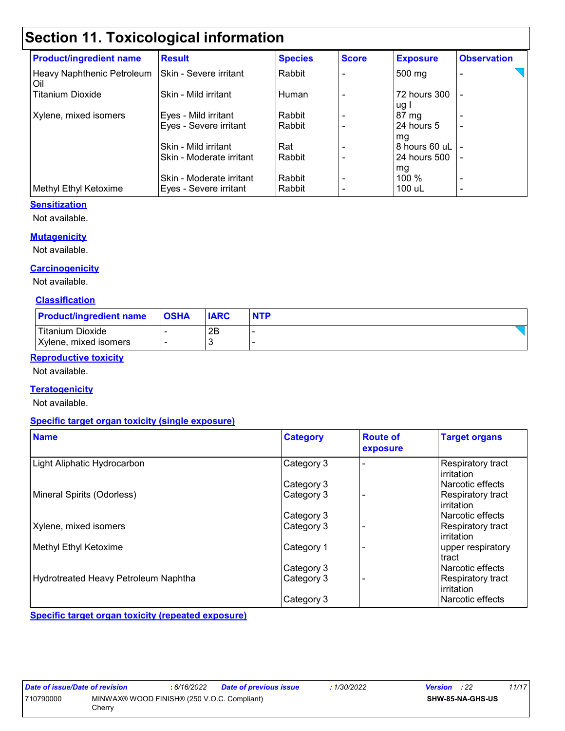# Section 11. Toxicological information

| Product/ingredient name | Result | Species | Score | Exposure | Observation |
|---|---|---|---|---|---|
| Heavy Naphthenic Petroleum Oil | Skin - Severe irritant | Rabbit | - | 500 mg | - |
| Titanium Dioxide | Skin - Mild irritant | Human | - | 72 hours 300 ug I | - |
| Xylene, mixed isomers | Eyes - Mild irritant | Rabbit | - | 87 mg | - |
| | Eyes - Severe irritant | Rabbit | - | 24 hours 5 mg | - |
| | Skin - Mild irritant | Rat | - | 8 hours 60 uL | - |
| | Skin - Moderate irritant | Rabbit | - | 24 hours 500 mg | - |
| | Skin - Moderate irritant | Rabbit | - | 100 % | - |
| Methyl Ethyl Ketoxime | Eyes - Severe irritant | Rabbit | - | 100 uL | - |

### Sensitization

Not available.

### Mutagenicity

Not available.

### Carcinogenicity

Not available.

### Classification

| Product/ingredient name | OSHA | IARC | NTP |
|---|---|---|---|
| Titanium Dioxide | - | 2B | - |
| Xylene, mixed isomers | - | 3 | - |

### Reproductive toxicity

Not available.

### Teratogenicity

Not available.

### Specific target organ toxicity (single exposure)

| Name | Category | Route of exposure | Target organs |
|---|---|---|---|
| Light Aliphatic Hydrocarbon | Category 3 | - | Respiratory tract irritation |
| | Category 3 | | Narcotic effects |
| Mineral Spirits (Odorless) | Category 3 | - | Respiratory tract irritation |
| | Category 3 | | Narcotic effects |
| Xylene, mixed isomers | Category 3 | - | Respiratory tract irritation |
| Methyl Ethyl Ketoxime | Category 1 | - | upper respiratory tract |
| | Category 3 | | Narcotic effects |
| Hydrotreated Heavy Petroleum Naphtha | Category 3 | - | Respiratory tract irritation |
| | Category 3 | | Narcotic effects |

### Specific target organ toxicity (repeated exposure)

| Date of issue/Date of revision | : 6/16/2022 | Date of previous issue | : 1/30/2022 | Version : 22 |
|---|---|---|---|---|
| 710790000 | MINWAX® WOOD FINISH® (250 V.O.C. Compliant) Cherry | | | SHW-85-NA-GHS-US |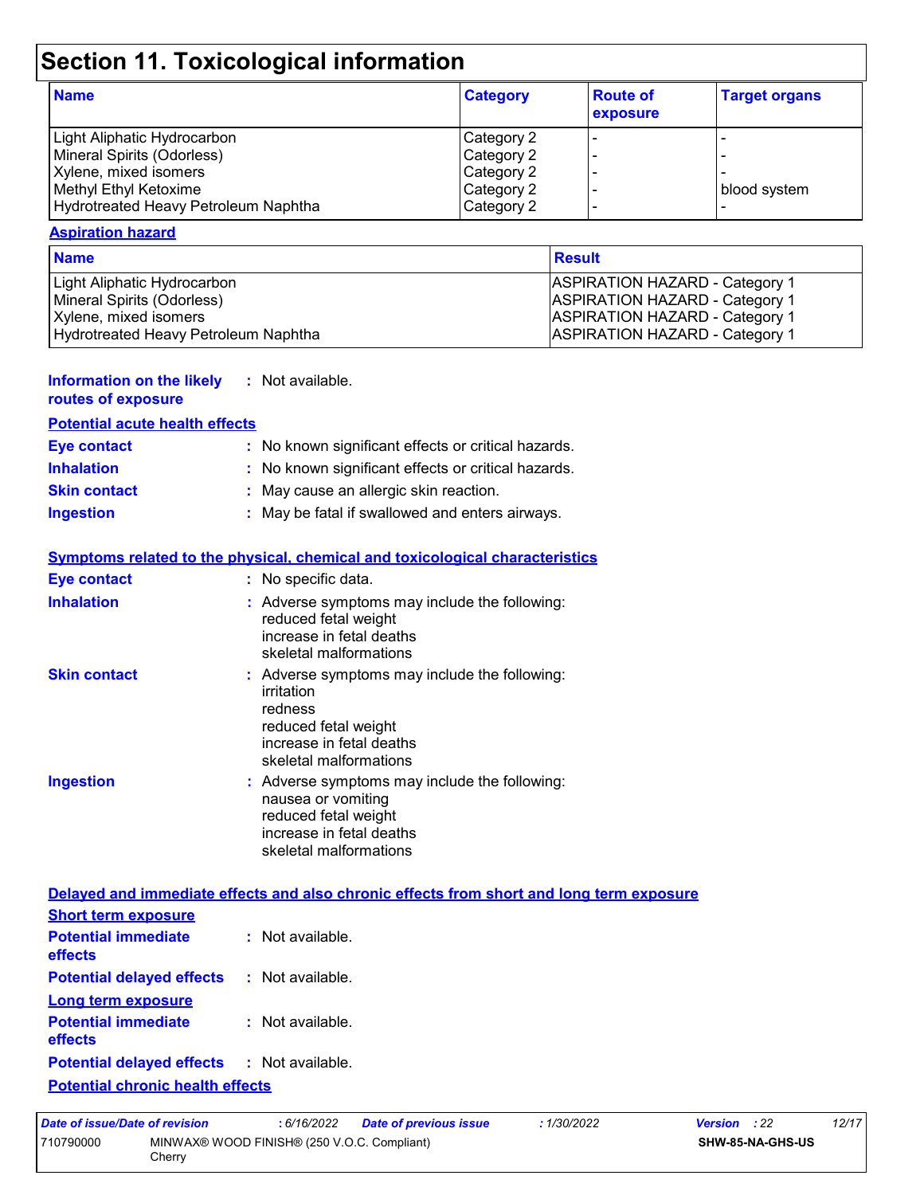# Section 11. Toxicological information

| Name | Category | Route of exposure | Target organs |
|---|---|---|---|
| Light Aliphatic Hydrocarbon | Category 2 | - | - |
| Mineral Spirits (Odorless) | Category 2 | - | - |
| Xylene, mixed isomers | Category 2 | - | - |
| Methyl Ethyl Ketoxime | Category 2 | - | blood system |
| Hydrotreated Heavy Petroleum Naphtha | Category 2 | - | - |

**Aspiration hazard**

| Name | Result |
|---|---|
| Light Aliphatic Hydrocarbon | ASPIRATION HAZARD - Category 1 |
| Mineral Spirits (Odorless) | ASPIRATION HAZARD - Category 1 |
| Xylene, mixed isomers | ASPIRATION HAZARD - Category 1 |
| Hydrotreated Heavy Petroleum Naphtha | ASPIRATION HAZARD - Category 1 |

**Information on the likely routes of exposure** : Not available.

**Potential acute health effects**

**Eye contact** : No known significant effects or critical hazards.

**Inhalation** : No known significant effects or critical hazards.

**Skin contact** : May cause an allergic skin reaction.

**Ingestion** : May be fatal if swallowed and enters airways.

**Symptoms related to the physical, chemical and toxicological characteristics**

**Eye contact** : No specific data.

**Inhalation** : Adverse symptoms may include the following:
reduced fetal weight
increase in fetal deaths
skeletal malformations

**Skin contact** : Adverse symptoms may include the following:
irritation
redness
reduced fetal weight
increase in fetal deaths
skeletal malformations

**Ingestion** : Adverse symptoms may include the following:
nausea or vomiting
reduced fetal weight
increase in fetal deaths
skeletal malformations

**Delayed and immediate effects and also chronic effects from short and long term exposure**

**Short term exposure**

**Potential immediate effects** : Not available.

**Potential delayed effects** : Not available.

**Long term exposure**

**Potential immediate effects** : Not available.

**Potential delayed effects** : Not available.

**Potential chronic health effects**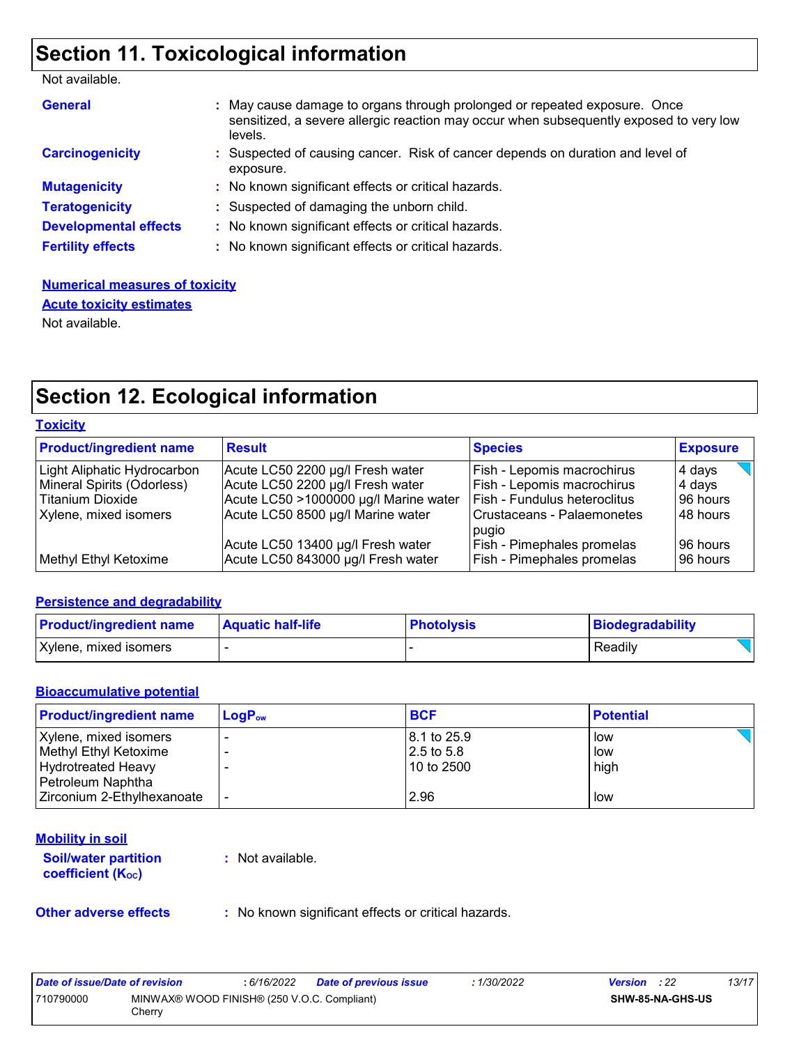## Section 11. Toxicological information

Not available.

**General** : May cause damage to organs through prolonged or repeated exposure. Once sensitized, a severe allergic reaction may occur when subsequently exposed to very low levels.

**Carcinogenicity** : Suspected of causing cancer. Risk of cancer depends on duration and level of exposure.

**Mutagenicity** : No known significant effects or critical hazards.

**Teratogenicity** : Suspected of damaging the unborn child.

**Developmental effects** : No known significant effects or critical hazards.

**Fertility effects** : No known significant effects or critical hazards.

**Numerical measures of toxicity**

**Acute toxicity estimates**

Not available.

## Section 12. Ecological information

**Toxicity**

| Product/ingredient name | Result | Species | Exposure |
|---|---|---|---|
| Light Aliphatic Hydrocarbon | Acute LC50 2200 µg/l Fresh water | Fish - Lepomis macrochirus | 4 days |
| Mineral Spirits (Odorless) | Acute LC50 2200 µg/l Fresh water | Fish - Lepomis macrochirus | 4 days |
| Titanium Dioxide | Acute LC50 >1000000 µg/l Marine water | Fish - Fundulus heteroclitus | 96 hours |
| Xylene, mixed isomers | Acute LC50 8500 µg/l Marine water | Crustaceans - Palaemonetes pugio | 48 hours |
| | Acute LC50 13400 µg/l Fresh water | Fish - Pimephales promelas | 96 hours |
| Methyl Ethyl Ketoxime | Acute LC50 843000 µg/l Fresh water | Fish - Pimephales promelas | 96 hours |

**Persistence and degradability**

| Product/ingredient name | Aquatic half-life | Photolysis | Biodegradability |
|---|---|---|---|
| Xylene, mixed isomers | - | - | Readily |

**Bioaccumulative potential**

| Product/ingredient name | $LogP_{ow}$ | BCF | Potential |
|---|---|---|---|
| Xylene, mixed isomers | - | 8.1 to 25.9 | low |
| Methyl Ethyl Ketoxime | - | 2.5 to 5.8 | low |
| Hydrotreated Heavy Petroleum Naphtha | - | 10 to 2500 | high |
| Zirconium 2-Ethylhexanoate | - | 2.96 | low |

**Mobility in soil**

**Soil/water partition coefficient ($K_{OC}$)** : Not available.

**Other adverse effects** : No known significant effects or critical hazards.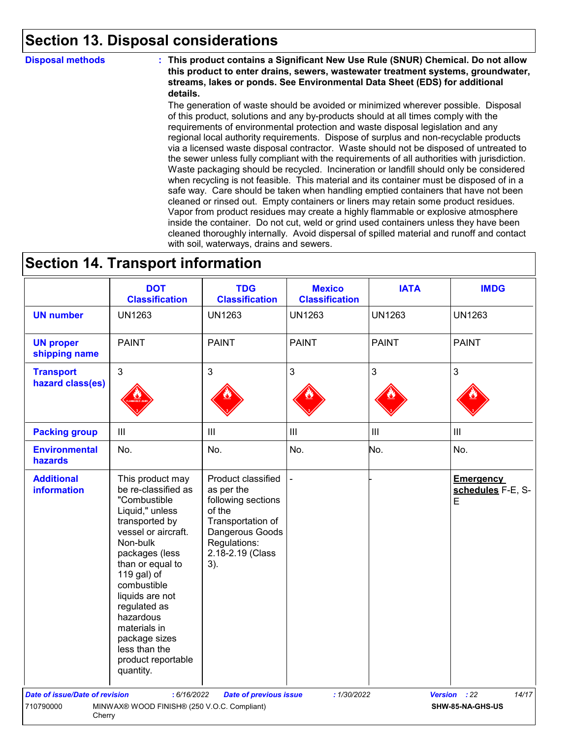## Section 13. Disposal considerations

**Disposal methods** : **This product contains a Significant New Use Rule (SNUR) Chemical. Do not allow this product to enter drains, sewers, wastewater treatment systems, groundwater, streams, lakes or ponds. See Environmental Data Sheet (EDS) for additional details.**

The generation of waste should be avoided or minimized wherever possible. Disposal of this product, solutions and any by-products should at all times comply with the requirements of environmental protection and waste disposal legislation and any regional local authority requirements. Dispose of surplus and non-recyclable products via a licensed waste disposal contractor. Waste should not be disposed of untreated to the sewer unless fully compliant with the requirements of all authorities with jurisdiction. Waste packaging should be recycled. Incineration or landfill should only be considered when recycling is not feasible. This material and its container must be disposed of in a safe way. Care should be taken when handling emptied containers that have not been cleaned or rinsed out. Empty containers or liners may retain some product residues. Vapor from product residues may create a highly flammable or explosive atmosphere inside the container. Do not cut, weld or grind used containers unless they have been cleaned thoroughly internally. Avoid dispersal of spilled material and runoff and contact with soil, waterways, drains and sewers.

## Section 14. Transport information

| | DOT Classification | TDG Classification | Mexico Classification | IATA | IMDG |
|---|---|---|---|---|---|
| **UN number** | UN1263 | UN1263 | UN1263 | UN1263 | UN1263 |
| **UN proper shipping name** | PAINT | PAINT | PAINT | PAINT | PAINT |
| **Transport hazard class(es)** | 3 | 3 | 3 | 3 | 3 |
| **Packing group** | III | III | III | III | III |
| **Environmental hazards** | No. | No. | No. | No. | No. |
| **Additional information** | This product may be re-classified as "Combustible Liquid," unless transported by vessel or aircraft. Non-bulk packages (less than or equal to 119 gal) of combustible liquids are not regulated as hazardous materials in package sizes less than the product reportable quantity. | Product classified as per the following sections of the Transportation of Dangerous Goods Regulations: 2.18-2.19 (Class 3). | - | - | **Emergency schedules** F-E, S-E |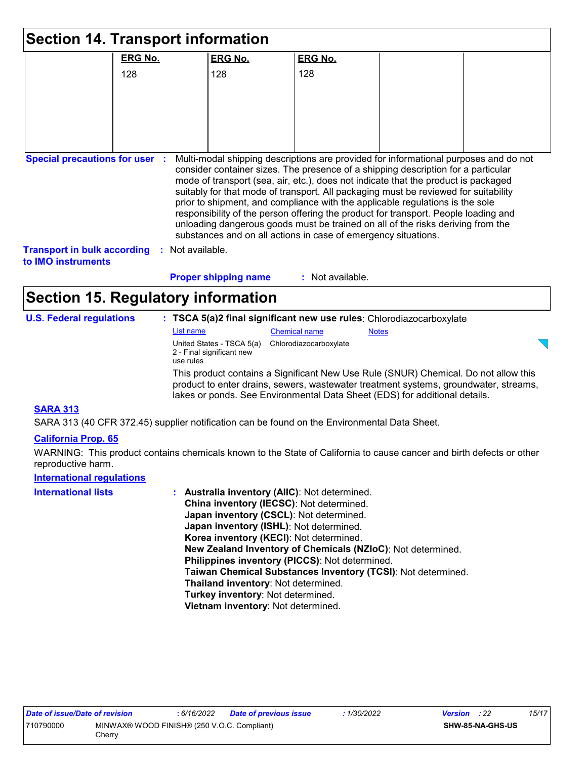## Section 14. Transport information

| | ERG No. | ERG No. | ERG No. | | |
|---|---|---|---|---|---|
| | 128 | 128 | 128 | | |

**Special precautions for user** : Multi-modal shipping descriptions are provided for informational purposes and do not consider container sizes. The presence of a shipping description for a particular mode of transport (sea, air, etc.), does not indicate that the product is packaged suitably for that mode of transport. All packaging must be reviewed for suitability prior to shipment, and compliance with the applicable regulations is the sole responsibility of the person offering the product for transport. People loading and unloading dangerous goods must be trained on all of the risks deriving from the substances and on all actions in case of emergency situations.

**Transport in bulk according to IMO instruments** : Not available.

**Proper shipping name** : Not available.

## Section 15. Regulatory information

**U.S. Federal regulations** : **TSCA 5(a)2 final significant new use rules**: Chlorodiazocarboxylate

| List name | Chemical name | Notes |
|---|---|---|
| United States - TSCA 5(a) 2 - Final significant new use rules | Chlorodiazocarboxylate | |

This product contains a Significant New Use Rule (SNUR) Chemical. Do not allow this product to enter drains, sewers, wastewater treatment systems, groundwater, streams, lakes or ponds. See Environmental Data Sheet (EDS) for additional details.

**SARA 313**

SARA 313 (40 CFR 372.45) supplier notification can be found on the Environmental Data Sheet.

**California Prop. 65**

WARNING: This product contains chemicals known to the State of California to cause cancer and birth defects or other reproductive harm.

**International regulations**

**International lists** :
**Australia inventory (AIIC)**: Not determined.
**China inventory (IECSC)**: Not determined.
**Japan inventory (CSCL)**: Not determined.
**Japan inventory (ISHL)**: Not determined.
**Korea inventory (KECI)**: Not determined.
**New Zealand Inventory of Chemicals (NZIoC)**: Not determined.
**Philippines inventory (PICCS)**: Not determined.
**Taiwan Chemical Substances Inventory (TCSI)**: Not determined.
**Thailand inventory**: Not determined.
**Turkey inventory**: Not determined.
**Vietnam inventory**: Not determined.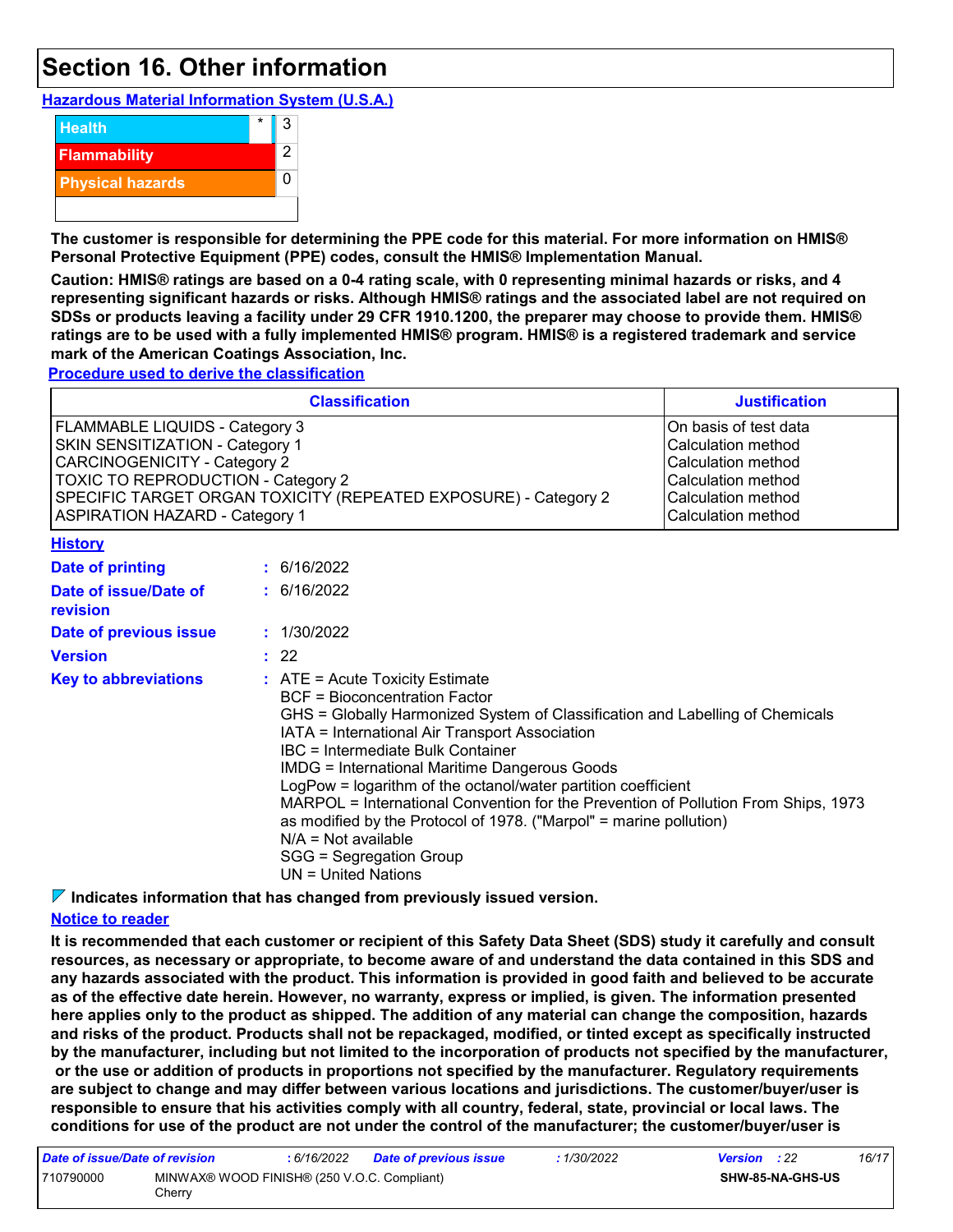# Section 16. Other information

**Hazardous Material Information System (U.S.A.)**

| | | |
|---|---|---|
| Health | * | 3 |
| Flammability | | 2 |
| Physical hazards | | 0 |

**The customer is responsible for determining the PPE code for this material. For more information on HMIS® Personal Protective Equipment (PPE) codes, consult the HMIS® Implementation Manual.**

**Caution: HMIS® ratings are based on a 0-4 rating scale, with 0 representing minimal hazards or risks, and 4 representing significant hazards or risks. Although HMIS® ratings and the associated label are not required on SDSs or products leaving a facility under 29 CFR 1910.1200, the preparer may choose to provide them. HMIS® ratings are to be used with a fully implemented HMIS® program. HMIS® is a registered trademark and service mark of the American Coatings Association, Inc.**

**Procedure used to derive the classification**

| Classification | Justification |
|---|---|
| FLAMMABLE LIQUIDS - Category 3 | On basis of test data |
| SKIN SENSITIZATION - Category 1 | Calculation method |
| CARCINOGENICITY - Category 2 | Calculation method |
| TOXIC TO REPRODUCTION - Category 2 | Calculation method |
| SPECIFIC TARGET ORGAN TOXICITY (REPEATED EXPOSURE) - Category 2 | Calculation method |
| ASPIRATION HAZARD - Category 1 | Calculation method |

**History**

**Date of printing** : 6/16/2022

**Date of issue/Date of revision** : 6/16/2022

**Date of previous issue** : 1/30/2022

**Version** : 22

**Key to abbreviations** :
ATE = Acute Toxicity Estimate
BCF = Bioconcentration Factor
GHS = Globally Harmonized System of Classification and Labelling of Chemicals
IATA = International Air Transport Association
IBC = Intermediate Bulk Container
IMDG = International Maritime Dangerous Goods
LogPow = logarithm of the octanol/water partition coefficient
MARPOL = International Convention for the Prevention of Pollution From Ships, 1973 as modified by the Protocol of 1978. ("Marpol" = marine pollution)
N/A = Not available
SGG = Segregation Group
UN = United Nations

**Indicates information that has changed from previously issued version.**

**Notice to reader**

**It is recommended that each customer or recipient of this Safety Data Sheet (SDS) study it carefully and consult resources, as necessary or appropriate, to become aware of and understand the data contained in this SDS and any hazards associated with the product. This information is provided in good faith and believed to be accurate as of the effective date herein. However, no warranty, express or implied, is given. The information presented here applies only to the product as shipped. The addition of any material can change the composition, hazards and risks of the product. Products shall not be repackaged, modified, or tinted except as specifically instructed by the manufacturer, including but not limited to the incorporation of products not specified by the manufacturer, or the use or addition of products in proportions not specified by the manufacturer. Regulatory requirements are subject to change and may differ between various locations and jurisdictions. The customer/buyer/user is responsible to ensure that his activities comply with all country, federal, state, provincial or local laws. The conditions for use of the product are not under the control of the manufacturer; the customer/buyer/user is**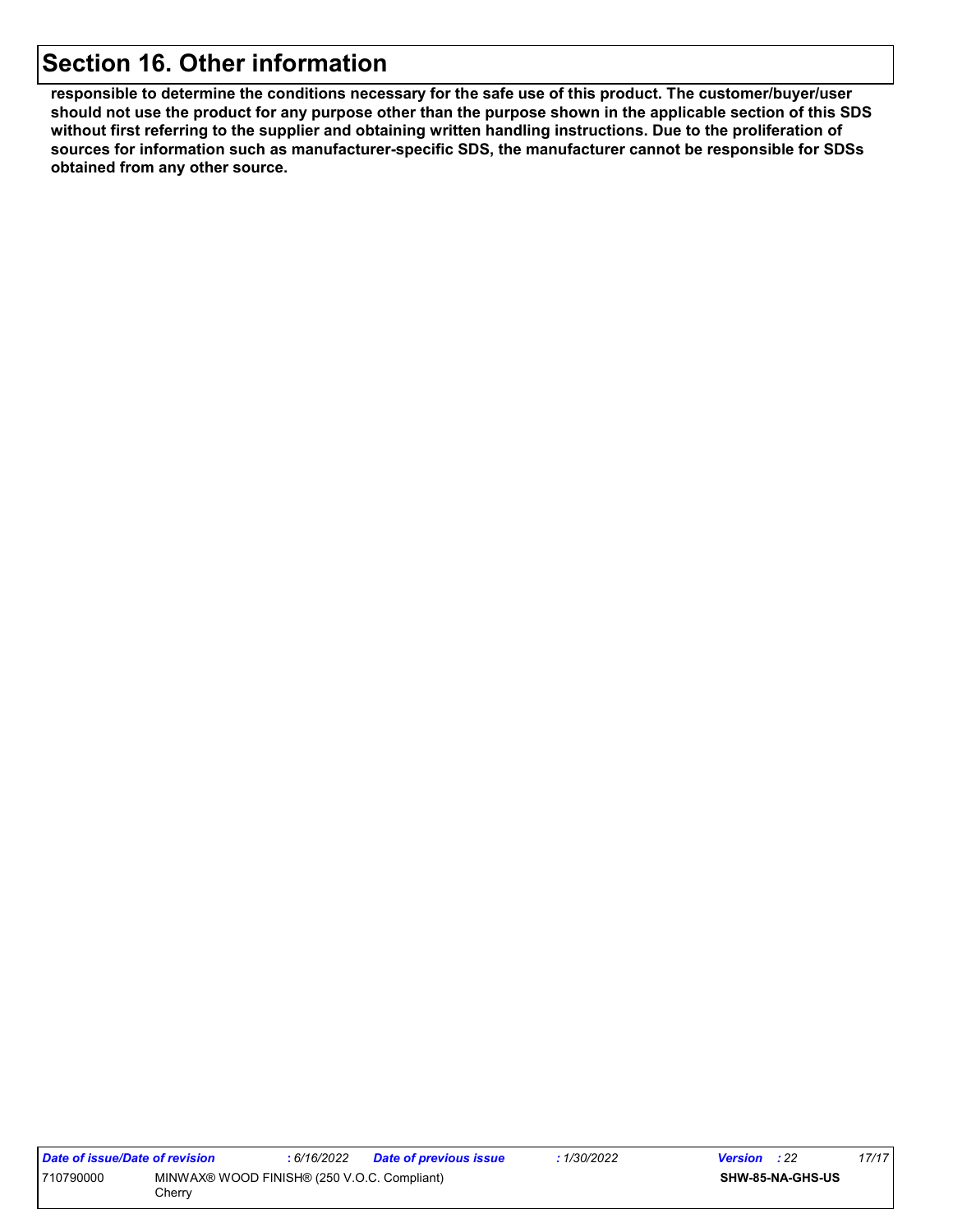# Section 16. Other information

**responsible to determine the conditions necessary for the safe use of this product. The customer/buyer/user should not use the product for any purpose other than the purpose shown in the applicable section of this SDS without first referring to the supplier and obtaining written handling instructions. Due to the proliferation of sources for information such as manufacturer-specific SDS, the manufacturer cannot be responsible for SDSs obtained from any other source.**